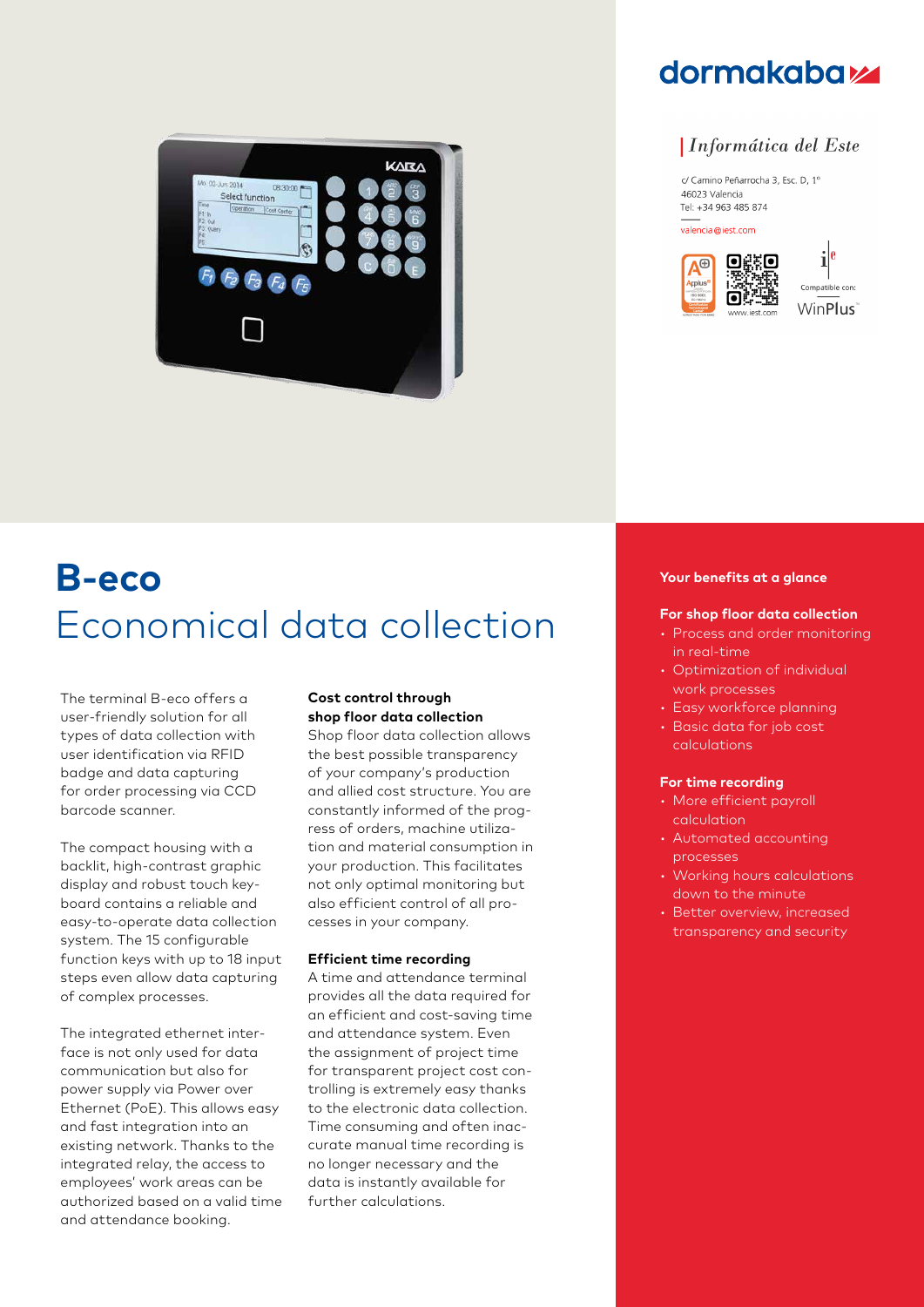dormakaba

| Informática del Este

c/ Camino Peñarrocha 3, Esc. D, 1º
46023 Valencia
Tel: +34 963 485 874

valencia@iest.com

www.iest.com

Compatible con: WinPlus

# B-eco
## Economical data collection

The terminal B-eco offers a user-friendly solution for all types of data collection with user identification via RFID badge and data capturing for order processing via CCD barcode scanner.

The compact housing with a backlit, high-contrast graphic display and robust touch keyboard contains a reliable and easy-to-operate data collection system. The 15 configurable function keys with up to 18 input steps even allow data capturing of complex processes.

The integrated ethernet interface is not only used for data communication but also for power supply via Power over Ethernet (PoE). This allows easy and fast integration into an existing network. Thanks to the integrated relay, the access to employees' work areas can be authorized based on a valid time and attendance booking.

**Cost control through shop floor data collection**

Shop floor data collection allows the best possible transparency of your company's production and allied cost structure. You are constantly informed of the progress of orders, machine utilization and material consumption in your production. This facilitates not only optimal monitoring but also efficient control of all processes in your company.

**Efficient time recording**

A time and attendance terminal provides all the data required for an efficient and cost-saving time and attendance system. Even the assignment of project time for transparent project cost controlling is extremely easy thanks to the electronic data collection. Time consuming and often inaccurate manual time recording is no longer necessary and the data is instantly available for further calculations.

**Your benefits at a glance**

**For shop floor data collection**

- Process and order monitoring in real-time
- Optimization of individual work processes
- Easy workforce planning
- Basic data for job cost calculations

**For time recording**

- More efficient payroll calculation
- Automated accounting processes
- Working hours calculations down to the minute
- Better overview, increased transparency and security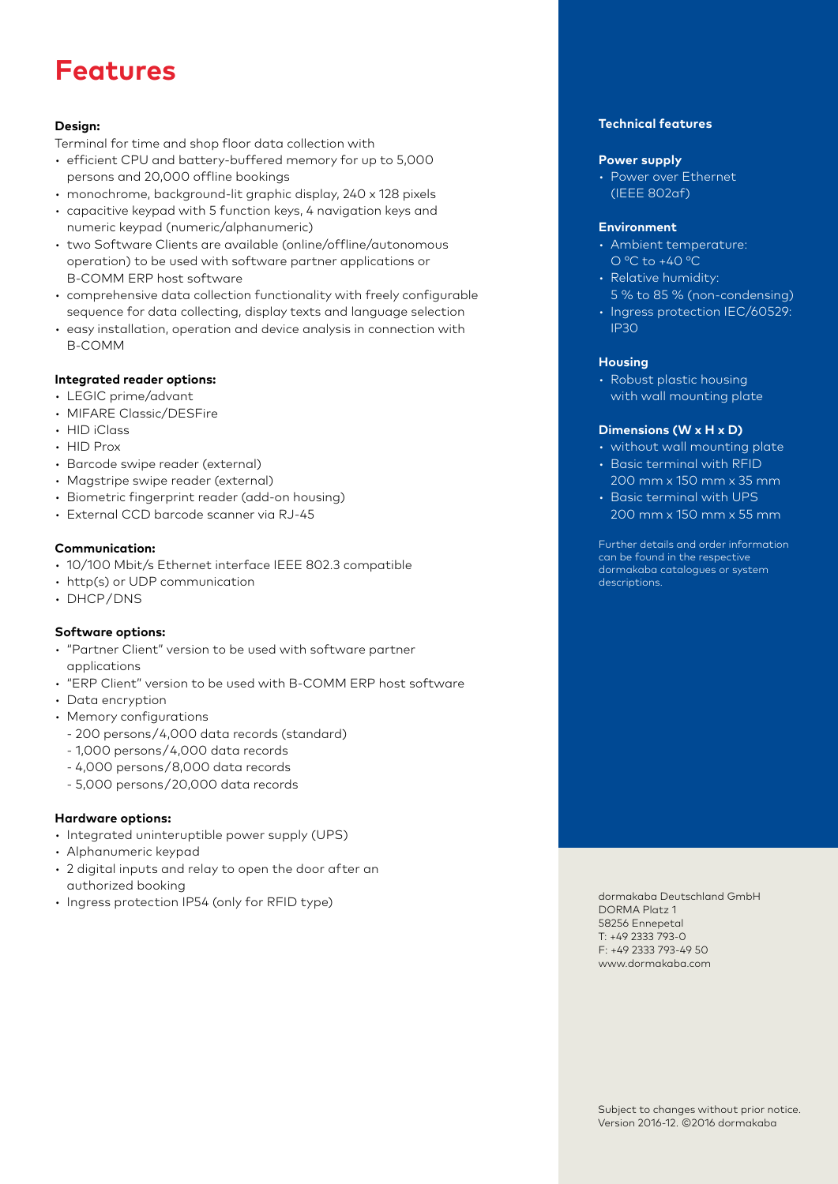# Features

**Design:**

Terminal for time and shop floor data collection with

- efficient CPU and battery-buffered memory for up to 5,000 persons and 20,000 offline bookings
- monochrome, background-lit graphic display, 240 x 128 pixels
- capacitive keypad with 5 function keys, 4 navigation keys and numeric keypad (numeric/alphanumeric)
- two Software Clients are available (online/offline/autonomous operation) to be used with software partner applications or B-COMM ERP host software
- comprehensive data collection functionality with freely configurable sequence for data collecting, display texts and language selection
- easy installation, operation and device analysis in connection with B-COMM

**Integrated reader options:**

- LEGIC prime/advant
- MIFARE Classic/DESFire
- HID iClass
- HID Prox
- Barcode swipe reader (external)
- Magstripe swipe reader (external)
- Biometric fingerprint reader (add-on housing)
- External CCD barcode scanner via RJ-45

**Communication:**

- 10/100 Mbit/s Ethernet interface IEEE 802.3 compatible
- http(s) or UDP communication
- DHCP/DNS

**Software options:**

- "Partner Client" version to be used with software partner applications
- "ERP Client" version to be used with B-COMM ERP host software
- Data encryption
- Memory configurations
  - 200 persons/4,000 data records (standard)
  - 1,000 persons/4,000 data records
  - 4,000 persons/8,000 data records
  - 5,000 persons/20,000 data records

**Hardware options:**

- Integrated uninteruptible power supply (UPS)
- Alphanumeric keypad
- 2 digital inputs and relay to open the door after an authorized booking
- Ingress protection IP54 (only for RFID type)

**Technical features**

**Power supply**

- Power over Ethernet (IEEE 802af)

**Environment**

- Ambient temperature: 0 °C to +40 °C
- Relative humidity: 5 % to 85 % (non-condensing)
- Ingress protection IEC/60529: IP30

**Housing**

- Robust plastic housing with wall mounting plate

**Dimensions (W x H x D)**

- without wall mounting plate
- Basic terminal with RFID 200 mm x 150 mm x 35 mm
- Basic terminal with UPS 200 mm x 150 mm x 55 mm

Further details and order information can be found in the respective dormakaba catalogues or system descriptions.

dormakaba Deutschland GmbH
DORMA Platz 1
58256 Ennepetal
T: +49 2333 793-0
F: +49 2333 793-49 50
www.dormakaba.com

Subject to changes without prior notice.
Version 2016-12. ©2016 dormakaba